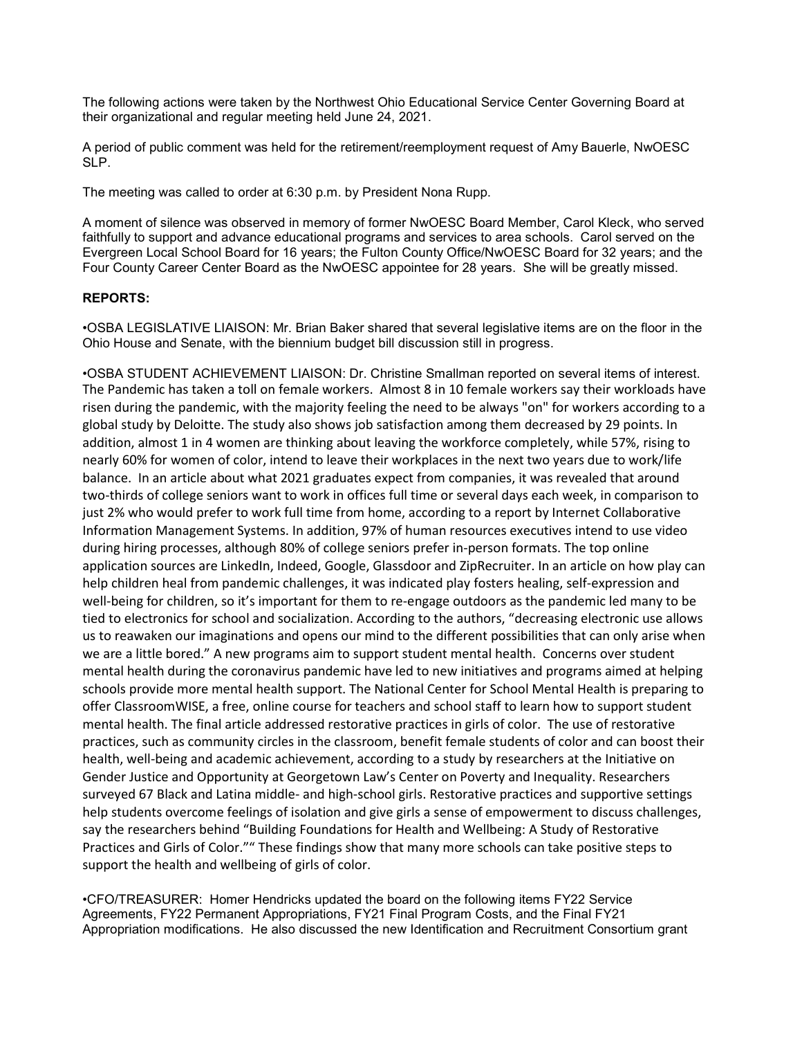The following actions were taken by the Northwest Ohio Educational Service Center Governing Board at their organizational and regular meeting held June 24, 2021.

A period of public comment was held for the retirement/reemployment request of Amy Bauerle, NwOESC SLP.

The meeting was called to order at 6:30 p.m. by President Nona Rupp.

A moment of silence was observed in memory of former NwOESC Board Member, Carol Kleck, who served faithfully to support and advance educational programs and services to area schools. Carol served on the Evergreen Local School Board for 16 years; the Fulton County Office/NwOESC Board for 32 years; and the Four County Career Center Board as the NwOESC appointee for 28 years. She will be greatly missed.

**REPORTS:**

•OSBA LEGISLATIVE LIAISON: Mr. Brian Baker shared that several legislative items are on the floor in the Ohio House and Senate, with the biennium budget bill discussion still in progress.

•OSBA STUDENT ACHIEVEMENT LIAISON: Dr. Christine Smallman reported on several items of interest. The Pandemic has taken a toll on female workers. Almost 8 in 10 female workers say their workloads have risen during the pandemic, with the majority feeling the need to be always "on" for workers according to a global study by Deloitte. The study also shows job satisfaction among them decreased by 29 points. In addition, almost 1 in 4 women are thinking about leaving the workforce completely, while 57%, rising to nearly 60% for women of color, intend to leave their workplaces in the next two years due to work/life balance. In an article about what 2021 graduates expect from companies, it was revealed that around two-thirds of college seniors want to work in offices full time or several days each week, in comparison to just 2% who would prefer to work full time from home, according to a report by Internet Collaborative Information Management Systems. In addition, 97% of human resources executives intend to use video during hiring processes, although 80% of college seniors prefer in-person formats. The top online application sources are LinkedIn, Indeed, Google, Glassdoor and ZipRecruiter. In an article on how play can help children heal from pandemic challenges, it was indicated play fosters healing, self-expression and well-being for children, so it's important for them to re-engage outdoors as the pandemic led many to be tied to electronics for school and socialization. According to the authors, "decreasing electronic use allows us to reawaken our imaginations and opens our mind to the different possibilities that can only arise when we are a little bored." A new programs aim to support student mental health. Concerns over student mental health during the coronavirus pandemic have led to new initiatives and programs aimed at helping schools provide more mental health support. The National Center for School Mental Health is preparing to offer ClassroomWISE, a free, online course for teachers and school staff to learn how to support student mental health. The final article addressed restorative practices in girls of color. The use of restorative practices, such as community circles in the classroom, benefit female students of color and can boost their health, well-being and academic achievement, according to a study by researchers at the Initiative on Gender Justice and Opportunity at Georgetown Law's Center on Poverty and Inequality. Researchers surveyed 67 Black and Latina middle- and high-school girls. Restorative practices and supportive settings help students overcome feelings of isolation and give girls a sense of empowerment to discuss challenges, say the researchers behind "Building Foundations for Health and Wellbeing: A Study of Restorative Practices and Girls of Color."" These findings show that many more schools can take positive steps to support the health and wellbeing of girls of color.

•CFO/TREASURER: Homer Hendricks updated the board on the following items FY22 Service Agreements, FY22 Permanent Appropriations, FY21 Final Program Costs, and the Final FY21 Appropriation modifications. He also discussed the new Identification and Recruitment Consortium grant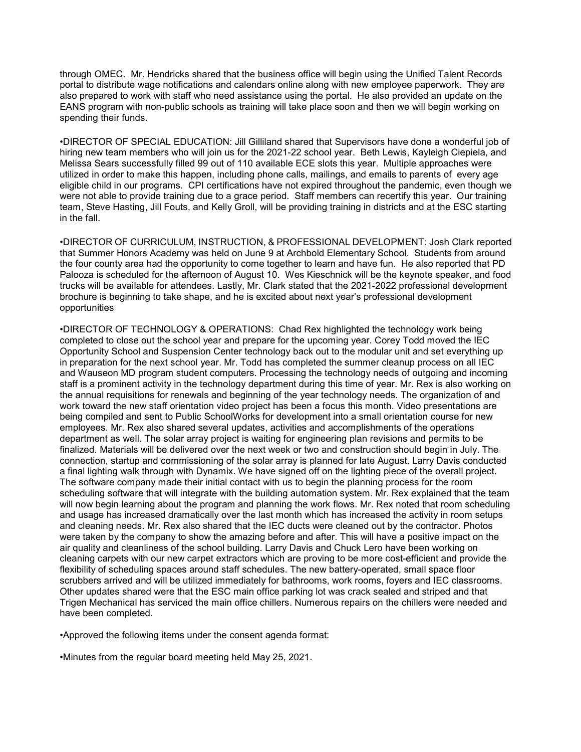through OMEC. Mr. Hendricks shared that the business office will begin using the Unified Talent Records portal to distribute wage notifications and calendars online along with new employee paperwork. They are also prepared to work with staff who need assistance using the portal. He also provided an update on the EANS program with non-public schools as training will take place soon and then we will begin working on spending their funds.

•DIRECTOR OF SPECIAL EDUCATION: Jill Gilliland shared that Supervisors have done a wonderful job of hiring new team members who will join us for the 2021-22 school year. Beth Lewis, Kayleigh Ciepiela, and Melissa Sears successfully filled 99 out of 110 available ECE slots this year. Multiple approaches were utilized in order to make this happen, including phone calls, mailings, and emails to parents of every age eligible child in our programs. CPI certifications have not expired throughout the pandemic, even though we were not able to provide training due to a grace period. Staff members can recertify this year. Our training team, Steve Hasting, Jill Fouts, and Kelly Groll, will be providing training in districts and at the ESC starting in the fall.

•DIRECTOR OF CURRICULUM, INSTRUCTION, & PROFESSIONAL DEVELOPMENT: Josh Clark reported that Summer Honors Academy was held on June 9 at Archbold Elementary School. Students from around the four county area had the opportunity to come together to learn and have fun. He also reported that PD Palooza is scheduled for the afternoon of August 10. Wes Kieschnick will be the keynote speaker, and food trucks will be available for attendees. Lastly, Mr. Clark stated that the 2021-2022 professional development brochure is beginning to take shape, and he is excited about next year's professional development opportunities

•DIRECTOR OF TECHNOLOGY & OPERATIONS: Chad Rex highlighted the technology work being completed to close out the school year and prepare for the upcoming year. Corey Todd moved the IEC Opportunity School and Suspension Center technology back out to the modular unit and set everything up in preparation for the next school year. Mr. Todd has completed the summer cleanup process on all IEC and Wauseon MD program student computers. Processing the technology needs of outgoing and incoming staff is a prominent activity in the technology department during this time of year. Mr. Rex is also working on the annual requisitions for renewals and beginning of the year technology needs. The organization of and work toward the new staff orientation video project has been a focus this month. Video presentations are being compiled and sent to Public SchoolWorks for development into a small orientation course for new employees. Mr. Rex also shared several updates, activities and accomplishments of the operations department as well. The solar array project is waiting for engineering plan revisions and permits to be finalized. Materials will be delivered over the next week or two and construction should begin in July. The connection, startup and commissioning of the solar array is planned for late August. Larry Davis conducted a final lighting walk through with Dynamix. We have signed off on the lighting piece of the overall project. The software company made their initial contact with us to begin the planning process for the room scheduling software that will integrate with the building automation system. Mr. Rex explained that the team will now begin learning about the program and planning the work flows. Mr. Rex noted that room scheduling and usage has increased dramatically over the last month which has increased the activity in room setups and cleaning needs. Mr. Rex also shared that the IEC ducts were cleaned out by the contractor. Photos were taken by the company to show the amazing before and after. This will have a positive impact on the air quality and cleanliness of the school building. Larry Davis and Chuck Lero have been working on cleaning carpets with our new carpet extractors which are proving to be more cost-efficient and provide the flexibility of scheduling spaces around staff schedules. The new battery-operated, small space floor scrubbers arrived and will be utilized immediately for bathrooms, work rooms, foyers and IEC classrooms. Other updates shared were that the ESC main office parking lot was crack sealed and striped and that Trigen Mechanical has serviced the main office chillers. Numerous repairs on the chillers were needed and have been completed.

•Approved the following items under the consent agenda format:

•Minutes from the regular board meeting held May 25, 2021.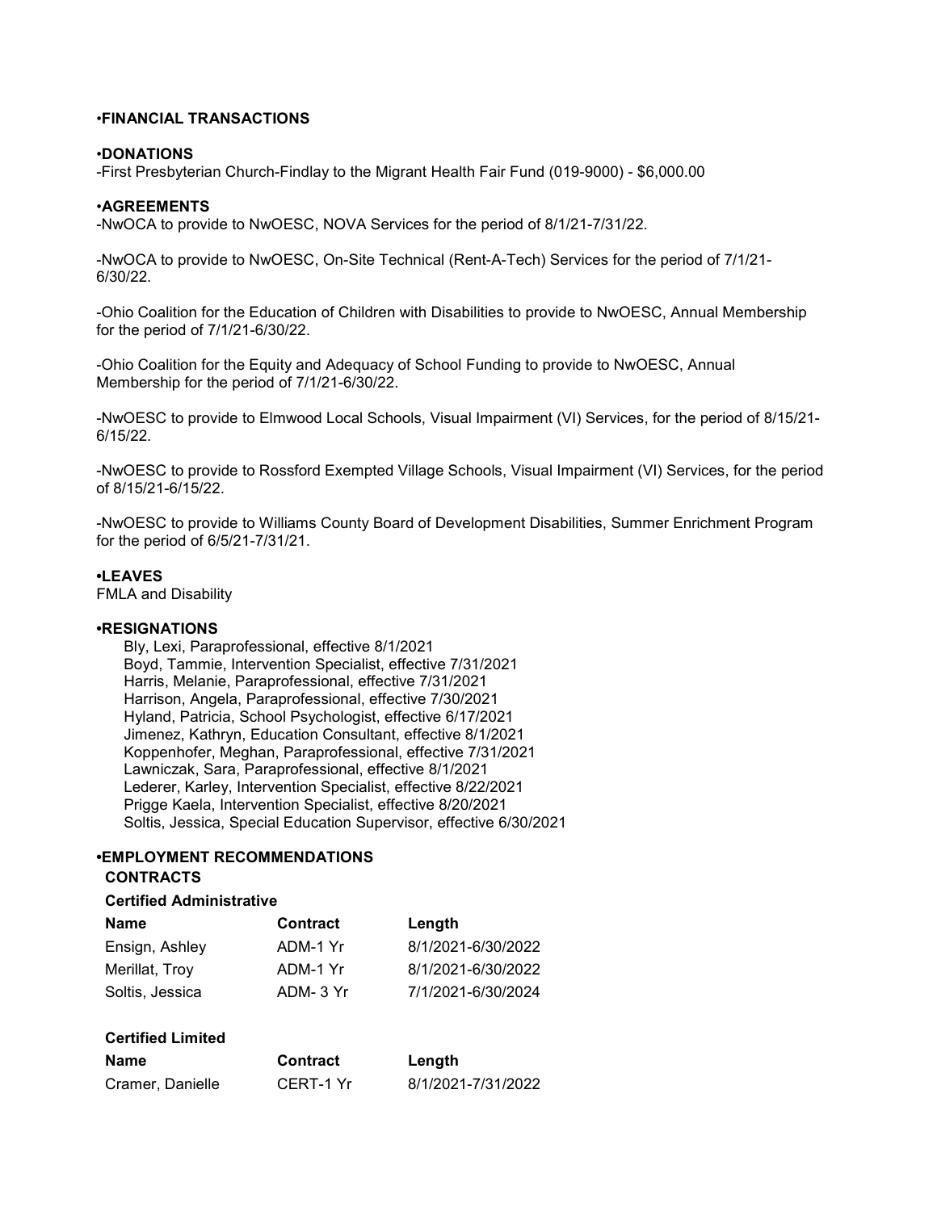**•FINANCIAL TRANSACTIONS**

**•DONATIONS**

-First Presbyterian Church-Findlay to the Migrant Health Fair Fund (019-9000) - $6,000.00

**•AGREEMENTS**

-NwOCA to provide to NwOESC, NOVA Services for the period of 8/1/21-7/31/22.

-NwOCA to provide to NwOESC, On-Site Technical (Rent-A-Tech) Services for the period of 7/1/21-6/30/22.

-Ohio Coalition for the Education of Children with Disabilities to provide to NwOESC, Annual Membership for the period of 7/1/21-6/30/22.

-Ohio Coalition for the Equity and Adequacy of School Funding to provide to NwOESC, Annual Membership for the period of 7/1/21-6/30/22.

-NwOESC to provide to Elmwood Local Schools, Visual Impairment (VI) Services, for the period of 8/15/21-6/15/22.

-NwOESC to provide to Rossford Exempted Village Schools, Visual Impairment (VI) Services, for the period of 8/15/21-6/15/22.

-NwOESC to provide to Williams County Board of Development Disabilities, Summer Enrichment Program for the period of 6/5/21-7/31/21.

**•LEAVES**

FMLA and Disability

**•RESIGNATIONS**

Bly, Lexi, Paraprofessional, effective 8/1/2021
Boyd, Tammie, Intervention Specialist, effective 7/31/2021
Harris, Melanie, Paraprofessional, effective 7/31/2021
Harrison, Angela, Paraprofessional, effective 7/30/2021
Hyland, Patricia, School Psychologist, effective 6/17/2021
Jimenez, Kathryn, Education Consultant, effective 8/1/2021
Koppenhofer, Meghan, Paraprofessional, effective 7/31/2021
Lawniczak, Sara, Paraprofessional, effective 8/1/2021
Lederer, Karley, Intervention Specialist, effective 8/22/2021
Prigge Kaela, Intervention Specialist, effective 8/20/2021
Soltis, Jessica, Special Education Supervisor, effective 6/30/2021

**•EMPLOYMENT RECOMMENDATIONS**

**CONTRACTS**

**Certified Administrative**

| Name | Contract | Length |
|---|---|---|
| Ensign, Ashley | ADM-1 Yr | 8/1/2021-6/30/2022 |
| Merillat, Troy | ADM-1 Yr | 8/1/2021-6/30/2022 |
| Soltis, Jessica | ADM- 3 Yr | 7/1/2021-6/30/2024 |

**Certified Limited**

| Name | Contract | Length |
|---|---|---|
| Cramer, Danielle | CERT-1 Yr | 8/1/2021-7/31/2022 |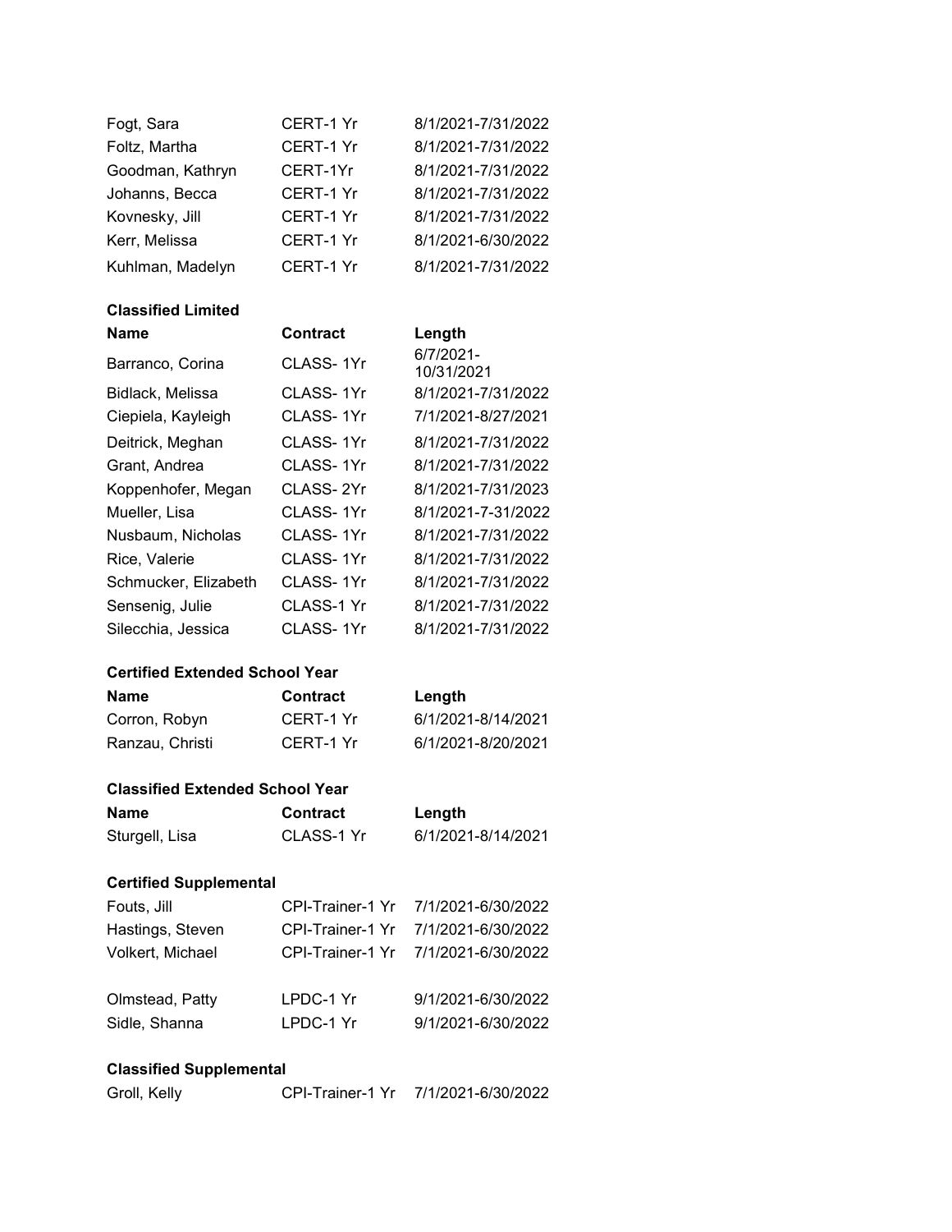| | | |
|---|---|---|
| Fogt, Sara | CERT-1 Yr | 8/1/2021-7/31/2022 |
| Foltz, Martha | CERT-1 Yr | 8/1/2021-7/31/2022 |
| Goodman, Kathryn | CERT-1Yr | 8/1/2021-7/31/2022 |
| Johanns, Becca | CERT-1 Yr | 8/1/2021-7/31/2022 |
| Kovnesky, Jill | CERT-1 Yr | 8/1/2021-7/31/2022 |
| Kerr, Melissa | CERT-1 Yr | 8/1/2021-6/30/2022 |
| Kuhlman, Madelyn | CERT-1 Yr | 8/1/2021-7/31/2022 |

**Classified Limited**

| Name | Contract | Length |
|---|---|---|
| Barranco, Corina | CLASS- 1Yr | 6/7/2021-10/31/2021 |
| Bidlack, Melissa | CLASS- 1Yr | 8/1/2021-7/31/2022 |
| Ciepiela, Kayleigh | CLASS- 1Yr | 7/1/2021-8/27/2021 |
| Deitrick, Meghan | CLASS- 1Yr | 8/1/2021-7/31/2022 |
| Grant, Andrea | CLASS- 1Yr | 8/1/2021-7/31/2022 |
| Koppenhofer, Megan | CLASS- 2Yr | 8/1/2021-7/31/2023 |
| Mueller, Lisa | CLASS- 1Yr | 8/1/2021-7-31/2022 |
| Nusbaum, Nicholas | CLASS- 1Yr | 8/1/2021-7/31/2022 |
| Rice, Valerie | CLASS- 1Yr | 8/1/2021-7/31/2022 |
| Schmucker, Elizabeth | CLASS- 1Yr | 8/1/2021-7/31/2022 |
| Sensenig, Julie | CLASS-1 Yr | 8/1/2021-7/31/2022 |
| Silecchia, Jessica | CLASS- 1Yr | 8/1/2021-7/31/2022 |

**Certified Extended School Year**

| Name | Contract | Length |
|---|---|---|
| Corron, Robyn | CERT-1 Yr | 6/1/2021-8/14/2021 |
| Ranzau, Christi | CERT-1 Yr | 6/1/2021-8/20/2021 |

**Classified Extended School Year**

| Name | Contract | Length |
|---|---|---|
| Sturgell, Lisa | CLASS-1 Yr | 6/1/2021-8/14/2021 |

**Certified Supplemental**

| | | |
|---|---|---|
| Fouts, Jill | CPI-Trainer-1 Yr | 7/1/2021-6/30/2022 |
| Hastings, Steven | CPI-Trainer-1 Yr | 7/1/2021-6/30/2022 |
| Volkert, Michael | CPI-Trainer-1 Yr | 7/1/2021-6/30/2022 |
| | | |
| Olmstead, Patty | LPDC-1 Yr | 9/1/2021-6/30/2022 |
| Sidle, Shanna | LPDC-1 Yr | 9/1/2021-6/30/2022 |

**Classified Supplemental**

| | | |
|---|---|---|
| Groll, Kelly | CPI-Trainer-1 Yr | 7/1/2021-6/30/2022 |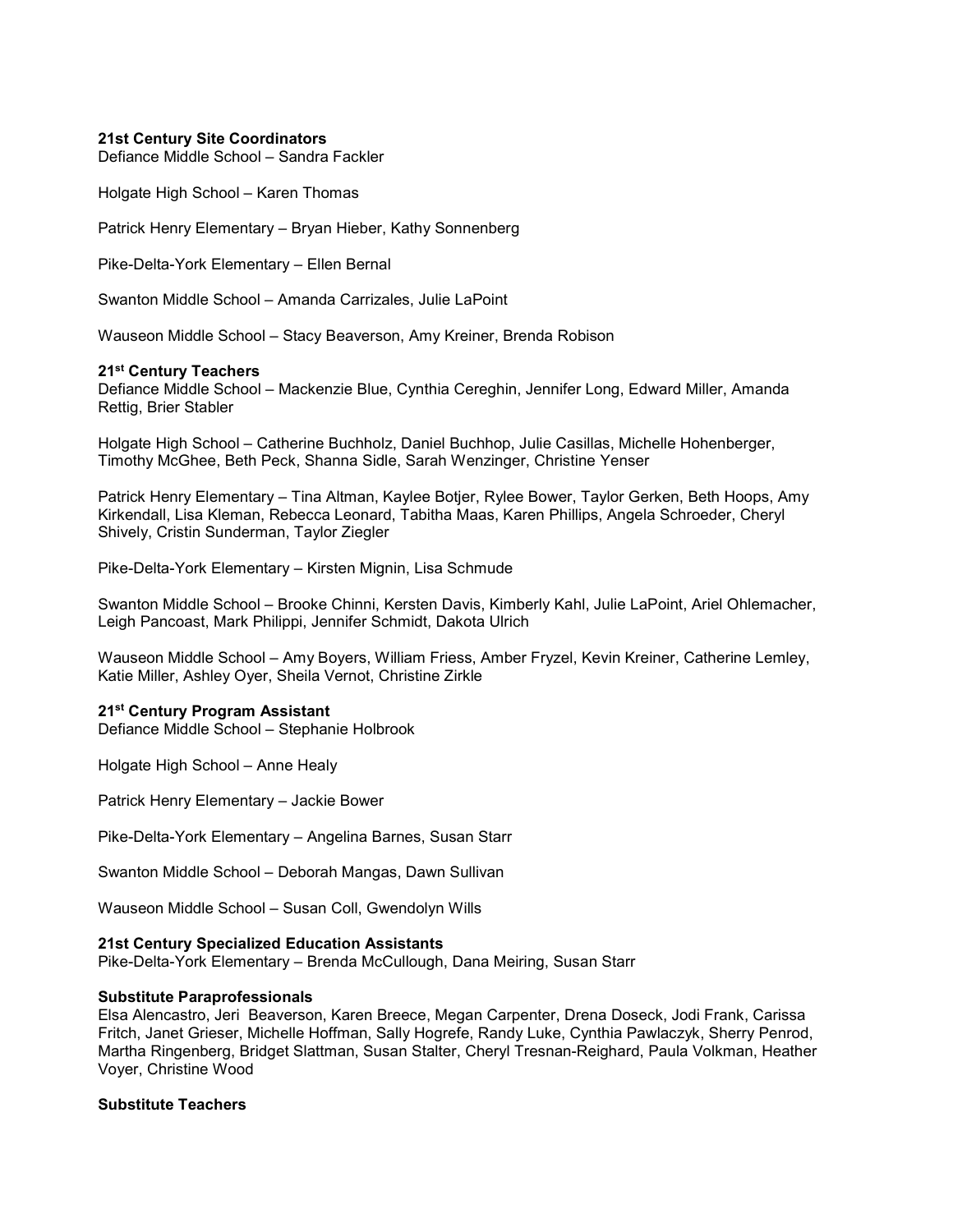**21st Century Site Coordinators**
Defiance Middle School – Sandra Fackler

Holgate High School – Karen Thomas

Patrick Henry Elementary – Bryan Hieber, Kathy Sonnenberg

Pike-Delta-York Elementary – Ellen Bernal

Swanton Middle School – Amanda Carrizales, Julie LaPoint

Wauseon Middle School – Stacy Beaverson, Amy Kreiner, Brenda Robison

**21st Century Teachers**
Defiance Middle School – Mackenzie Blue, Cynthia Cereghin, Jennifer Long, Edward Miller, Amanda Rettig, Brier Stabler

Holgate High School – Catherine Buchholz, Daniel Buchhop, Julie Casillas, Michelle Hohenberger, Timothy McGhee, Beth Peck, Shanna Sidle, Sarah Wenzinger, Christine Yenser

Patrick Henry Elementary – Tina Altman, Kaylee Botjer, Rylee Bower, Taylor Gerken, Beth Hoops, Amy Kirkendall, Lisa Kleman, Rebecca Leonard, Tabitha Maas, Karen Phillips, Angela Schroeder, Cheryl Shively, Cristin Sunderman, Taylor Ziegler

Pike-Delta-York Elementary – Kirsten Mignin, Lisa Schmude

Swanton Middle School – Brooke Chinni, Kersten Davis, Kimberly Kahl, Julie LaPoint, Ariel Ohlemacher, Leigh Pancoast, Mark Philippi, Jennifer Schmidt, Dakota Ulrich

Wauseon Middle School – Amy Boyers, William Friess, Amber Fryzel, Kevin Kreiner, Catherine Lemley, Katie Miller, Ashley Oyer, Sheila Vernot, Christine Zirkle

**21st Century Program Assistant**
Defiance Middle School – Stephanie Holbrook

Holgate High School – Anne Healy

Patrick Henry Elementary – Jackie Bower

Pike-Delta-York Elementary – Angelina Barnes, Susan Starr

Swanton Middle School – Deborah Mangas, Dawn Sullivan

Wauseon Middle School – Susan Coll, Gwendolyn Wills

**21st Century Specialized Education Assistants**
Pike-Delta-York Elementary – Brenda McCullough, Dana Meiring, Susan Starr

**Substitute Paraprofessionals**
Elsa Alencastro, Jeri Beaverson, Karen Breece, Megan Carpenter, Drena Doseck, Jodi Frank, Carissa Fritch, Janet Grieser, Michelle Hoffman, Sally Hogrefe, Randy Luke, Cynthia Pawlaczyk, Sherry Penrod, Martha Ringenberg, Bridget Slattman, Susan Stalter, Cheryl Tresnan-Reighard, Paula Volkman, Heather Voyer, Christine Wood

**Substitute Teachers**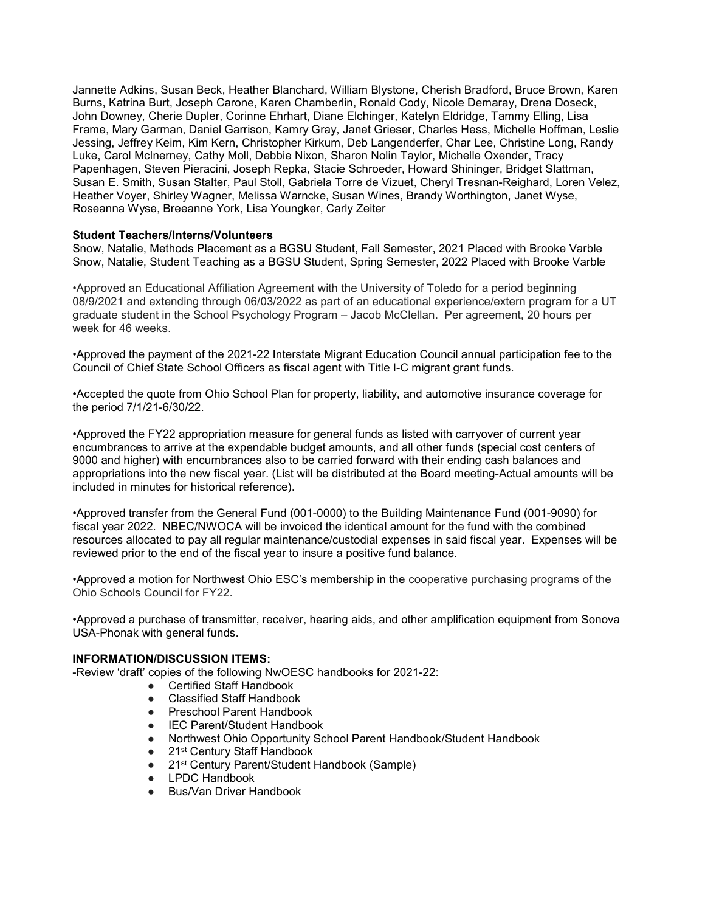Jannette Adkins, Susan Beck, Heather Blanchard, William Blystone, Cherish Bradford, Bruce Brown, Karen Burns, Katrina Burt, Joseph Carone, Karen Chamberlin, Ronald Cody, Nicole Demaray, Drena Doseck, John Downey, Cherie Dupler, Corinne Ehrhart, Diane Elchinger, Katelyn Eldridge, Tammy Elling, Lisa Frame, Mary Garman, Daniel Garrison, Kamry Gray, Janet Grieser, Charles Hess, Michelle Hoffman, Leslie Jessing, Jeffrey Keim, Kim Kern, Christopher Kirkum, Deb Langenderfer, Char Lee, Christine Long, Randy Luke, Carol McInerney, Cathy Moll, Debbie Nixon, Sharon Nolin Taylor, Michelle Oxender, Tracy Papenhagen, Steven Pieracini, Joseph Repka, Stacie Schroeder, Howard Shininger, Bridget Slattman, Susan E. Smith, Susan Stalter, Paul Stoll, Gabriela Torre de Vizuet, Cheryl Tresnan-Reighard, Loren Velez, Heather Voyer, Shirley Wagner, Melissa Warncke, Susan Wines, Brandy Worthington, Janet Wyse, Roseanna Wyse, Breeanne York, Lisa Youngker, Carly Zeiter

**Student Teachers/Interns/Volunteers**

Snow, Natalie, Methods Placement as a BGSU Student, Fall Semester, 2021 Placed with Brooke Varble
Snow, Natalie, Student Teaching as a BGSU Student, Spring Semester, 2022 Placed with Brooke Varble

•Approved an Educational Affiliation Agreement with the University of Toledo for a period beginning 08/9/2021 and extending through 06/03/2022 as part of an educational experience/extern program for a UT graduate student in the School Psychology Program – Jacob McClellan. Per agreement, 20 hours per week for 46 weeks.

•Approved the payment of the 2021-22 Interstate Migrant Education Council annual participation fee to the Council of Chief State School Officers as fiscal agent with Title I-C migrant grant funds.

•Accepted the quote from Ohio School Plan for property, liability, and automotive insurance coverage for the period 7/1/21-6/30/22.

•Approved the FY22 appropriation measure for general funds as listed with carryover of current year encumbrances to arrive at the expendable budget amounts, and all other funds (special cost centers of 9000 and higher) with encumbrances also to be carried forward with their ending cash balances and appropriations into the new fiscal year. (List will be distributed at the Board meeting-Actual amounts will be included in minutes for historical reference).

•Approved transfer from the General Fund (001-0000) to the Building Maintenance Fund (001-9090) for fiscal year 2022. NBEC/NWOCA will be invoiced the identical amount for the fund with the combined resources allocated to pay all regular maintenance/custodial expenses in said fiscal year. Expenses will be reviewed prior to the end of the fiscal year to insure a positive fund balance.

•Approved a motion for Northwest Ohio ESC's membership in the cooperative purchasing programs of the Ohio Schools Council for FY22.

•Approved a purchase of transmitter, receiver, hearing aids, and other amplification equipment from Sonova USA-Phonak with general funds.

**INFORMATION/DISCUSSION ITEMS:**

-Review 'draft' copies of the following NwOESC handbooks for 2021-22:

- Certified Staff Handbook
- Classified Staff Handbook
- Preschool Parent Handbook
- IEC Parent/Student Handbook
- Northwest Ohio Opportunity School Parent Handbook/Student Handbook
- 21st Century Staff Handbook
- 21st Century Parent/Student Handbook (Sample)
- LPDC Handbook
- Bus/Van Driver Handbook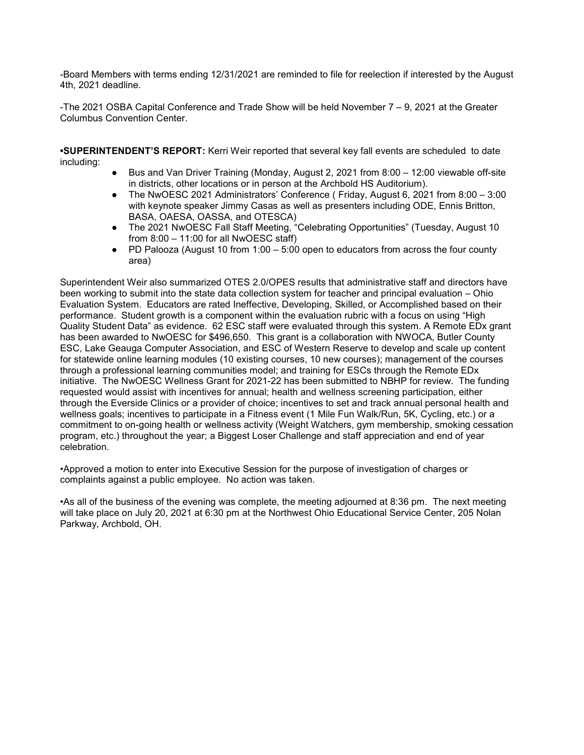-Board Members with terms ending 12/31/2021 are reminded to file for reelection if interested by the August 4th, 2021 deadline.

-The 2021 OSBA Capital Conference and Trade Show will be held November 7 – 9, 2021 at the Greater Columbus Convention Center.

•**SUPERINTENDENT'S REPORT:** Kerri Weir reported that several key fall events are scheduled to date including:

- Bus and Van Driver Training (Monday, August 2, 2021 from 8:00 – 12:00 viewable off-site in districts, other locations or in person at the Archbold HS Auditorium).
- The NwOESC 2021 Administrators' Conference ( Friday, August 6, 2021 from 8:00 – 3:00 with keynote speaker Jimmy Casas as well as presenters including ODE, Ennis Britton, BASA, OAESA, OASSA, and OTESCA)
- The 2021 NwOESC Fall Staff Meeting, "Celebrating Opportunities" (Tuesday, August 10 from 8:00 – 11:00 for all NwOESC staff)
- PD Palooza (August 10 from 1:00 – 5:00 open to educators from across the four county area)

Superintendent Weir also summarized OTES 2.0/OPES results that administrative staff and directors have been working to submit into the state data collection system for teacher and principal evaluation – Ohio Evaluation System. Educators are rated Ineffective, Developing, Skilled, or Accomplished based on their performance. Student growth is a component within the evaluation rubric with a focus on using "High Quality Student Data" as evidence. 62 ESC staff were evaluated through this system. A Remote EDx grant has been awarded to NwOESC for $496,650. This grant is a collaboration with NWOCA, Butler County ESC, Lake Geauga Computer Association, and ESC of Western Reserve to develop and scale up content for statewide online learning modules (10 existing courses, 10 new courses); management of the courses through a professional learning communities model; and training for ESCs through the Remote EDx initiative. The NwOESC Wellness Grant for 2021-22 has been submitted to NBHP for review. The funding requested would assist with incentives for annual; health and wellness screening participation, either through the Everside Clinics or a provider of choice; incentives to set and track annual personal health and wellness goals; incentives to participate in a Fitness event (1 Mile Fun Walk/Run, 5K, Cycling, etc.) or a commitment to on-going health or wellness activity (Weight Watchers, gym membership, smoking cessation program, etc.) throughout the year; a Biggest Loser Challenge and staff appreciation and end of year celebration.

•Approved a motion to enter into Executive Session for the purpose of investigation of charges or complaints against a public employee. No action was taken.

•As all of the business of the evening was complete, the meeting adjourned at 8:36 pm. The next meeting will take place on July 20, 2021 at 6:30 pm at the Northwest Ohio Educational Service Center, 205 Nolan Parkway, Archbold, OH.